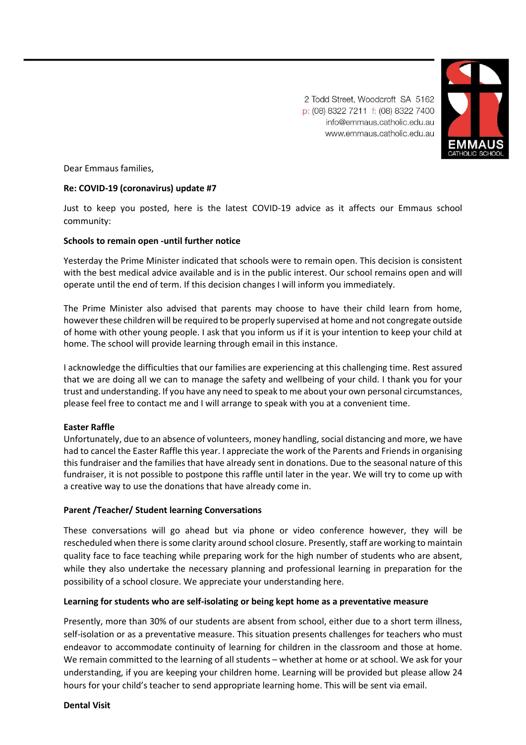2 Todd Street, Woodcroft SA 5162
p: (08) 8322 7211 f: (08) 8322 7400
info@emmaus.catholic.edu.au
www.emmaus.catholic.edu.au

EMMAUS CATHOLIC SCHOOL

Dear Emmaus families,

**Re: COVID-19 (coronavirus) update #7**

Just to keep you posted, here is the latest COVID-19 advice as it affects our Emmaus school community:

**Schools to remain open -until further notice**

Yesterday the Prime Minister indicated that schools were to remain open. This decision is consistent with the best medical advice available and is in the public interest. Our school remains open and will operate until the end of term. If this decision changes I will inform you immediately.

The Prime Minister also advised that parents may choose to have their child learn from home, however these children will be required to be properly supervised at home and not congregate outside of home with other young people. I ask that you inform us if it is your intention to keep your child at home. The school will provide learning through email in this instance.

I acknowledge the difficulties that our families are experiencing at this challenging time. Rest assured that we are doing all we can to manage the safety and wellbeing of your child. I thank you for your trust and understanding. If you have any need to speak to me about your own personal circumstances, please feel free to contact me and I will arrange to speak with you at a convenient time.

**Easter Raffle**

Unfortunately, due to an absence of volunteers, money handling, social distancing and more, we have had to cancel the Easter Raffle this year. I appreciate the work of the Parents and Friends in organising this fundraiser and the families that have already sent in donations. Due to the seasonal nature of this fundraiser, it is not possible to postpone this raffle until later in the year. We will try to come up with a creative way to use the donations that have already come in.

**Parent /Teacher/ Student learning Conversations**

These conversations will go ahead but via phone or video conference however, they will be rescheduled when there is some clarity around school closure. Presently, staff are working to maintain quality face to face teaching while preparing work for the high number of students who are absent, while they also undertake the necessary planning and professional learning in preparation for the possibility of a school closure. We appreciate your understanding here.

**Learning for students who are self-isolating or being kept home as a preventative measure**

Presently, more than 30% of our students are absent from school, either due to a short term illness, self-isolation or as a preventative measure. This situation presents challenges for teachers who must endeavor to accommodate continuity of learning for children in the classroom and those at home. We remain committed to the learning of all students – whether at home or at school. We ask for your understanding, if you are keeping your children home. Learning will be provided but please allow 24 hours for your child's teacher to send appropriate learning home. This will be sent via email.

**Dental Visit**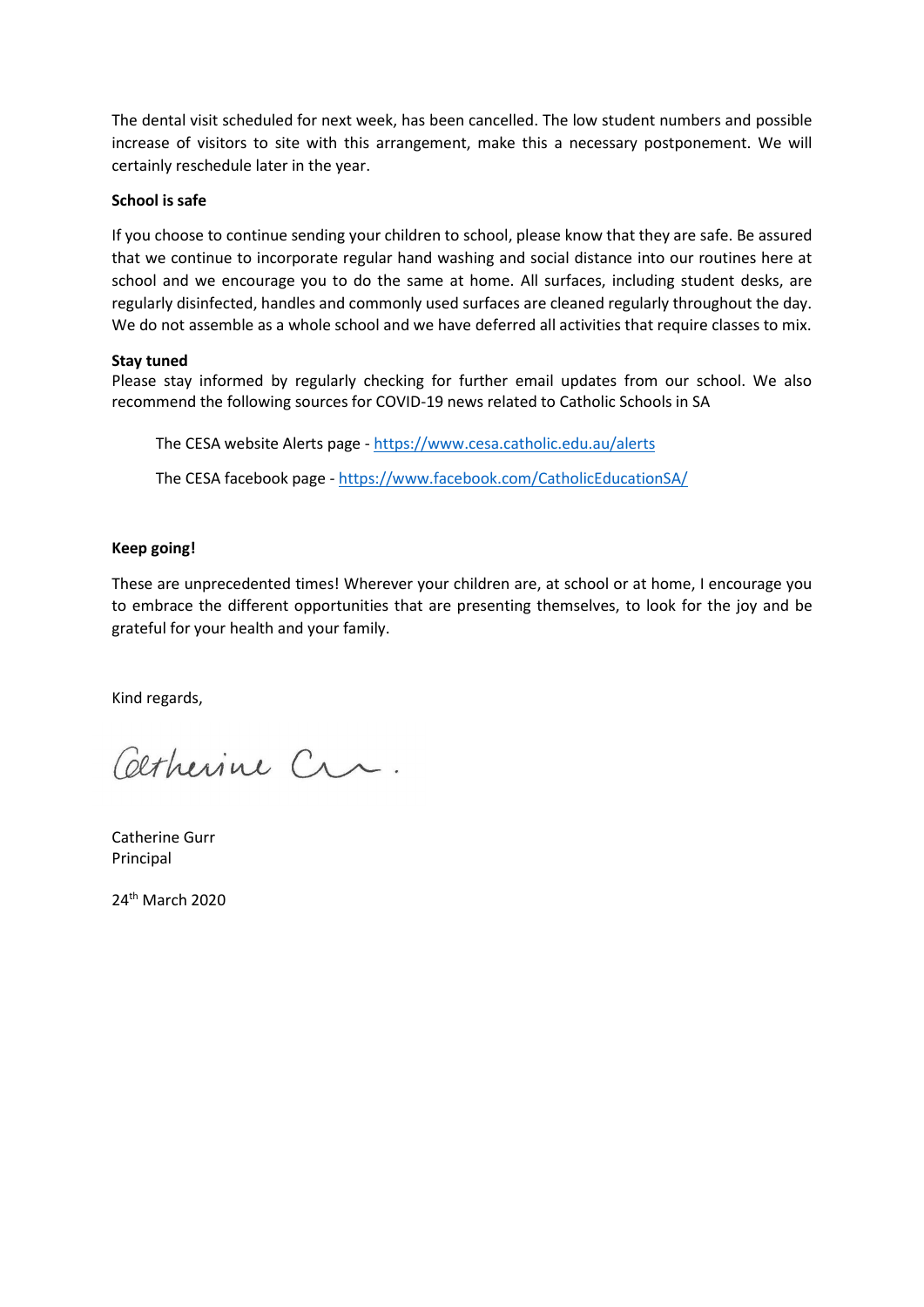The dental visit scheduled for next week, has been cancelled. The low student numbers and possible increase of visitors to site with this arrangement, make this a necessary postponement. We will certainly reschedule later in the year.

**School is safe**

If you choose to continue sending your children to school, please know that they are safe. Be assured that we continue to incorporate regular hand washing and social distance into our routines here at school and we encourage you to do the same at home. All surfaces, including student desks, are regularly disinfected, handles and commonly used surfaces are cleaned regularly throughout the day. We do not assemble as a whole school and we have deferred all activities that require classes to mix.

**Stay tuned**

Please stay informed by regularly checking for further email updates from our school. We also recommend the following sources for COVID-19 news related to Catholic Schools in SA

The CESA website Alerts page - https://www.cesa.catholic.edu.au/alerts

The CESA facebook page - https://www.facebook.com/CatholicEducationSA/

**Keep going!**

These are unprecedented times! Wherever your children are, at school or at home, I encourage you to embrace the different opportunities that are presenting themselves, to look for the joy and be grateful for your health and your family.

Kind regards,

Catherine Gurr
Principal

24th March 2020